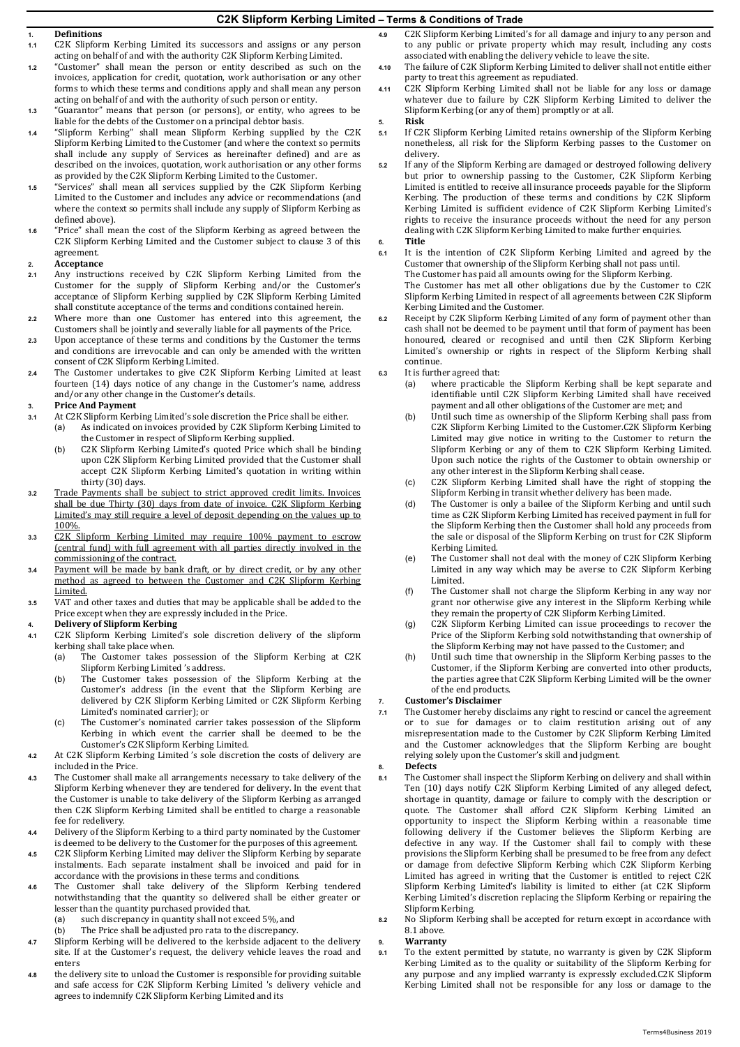# C2K Slipform Kerbing Limited – Terms & Conditions of Trade

**1. Definitions**

1.1 C2K Slipform Kerbing Limited its successors and assigns or any person acting on behalf of and with the authority C2K Slipform Kerbing Limited.

1.2 "Customer" shall mean the person or entity described as such on the invoices, application for credit, quotation, work authorisation or any other forms to which these terms and conditions apply and shall mean any person acting on behalf of and with the authority of such person or entity.

1.3 "Guarantor" means that person (or persons), or entity, who agrees to be liable for the debts of the Customer on a principal debtor basis.

1.4 "Slipform Kerbing" shall mean Slipform Kerbing supplied by the C2K Slipform Kerbing Limited to the Customer (and where the context so permits shall include any supply of Services as hereinafter defined) and are as described on the invoices, quotation, work authorisation or any other forms as provided by the C2K Slipform Kerbing Limited to the Customer.

1.5 "Services" shall mean all services supplied by the C2K Slipform Kerbing Limited to the Customer and includes any advice or recommendations (and where the context so permits shall include any supply of Slipform Kerbing as defined above).

1.6 "Price" shall mean the cost of the Slipform Kerbing as agreed between the C2K Slipform Kerbing Limited and the Customer subject to clause 3 of this agreement.

**2. Acceptance**

2.1 Any instructions received by C2K Slipform Kerbing Limited from the Customer for the supply of Slipform Kerbing and/or the Customer's acceptance of Slipform Kerbing supplied by C2K Slipform Kerbing Limited shall constitute acceptance of the terms and conditions contained herein.

2.2 Where more than one Customer has entered into this agreement, the Customers shall be jointly and severally liable for all payments of the Price.

2.3 Upon acceptance of these terms and conditions by the Customer the terms and conditions are irrevocable and can only be amended with the written consent of C2K Slipform Kerbing Limited.

2.4 The Customer undertakes to give C2K Slipform Kerbing Limited at least fourteen (14) days notice of any change in the Customer's name, address and/or any other change in the Customer's details.

**3. Price And Payment**

3.1 At C2K Slipform Kerbing Limited's sole discretion the Price shall be either.

(a) As indicated on invoices provided by C2K Slipform Kerbing Limited to the Customer in respect of Slipform Kerbing supplied.

(b) C2K Slipform Kerbing Limited's quoted Price which shall be binding upon C2K Slipform Kerbing Limited provided that the Customer shall accept C2K Slipform Kerbing Limited's quotation in writing within thirty (30) days.

3.2 Trade Payments shall be subject to strict approved credit limits. Invoices shall be due Thirty (30) days from date of invoice. C2K Slipform Kerbing Limited's may still require a level of deposit depending on the values up to 100%.

3.3 C2K Slipform Kerbing Limited may require 100% payment to escrow (central fund) with full agreement with all parties directly involved in the commissioning of the contract.

3.4 Payment will be made by bank draft, or by direct credit, or by any other method as agreed to between the Customer and C2K Slipform Kerbing Limited.

3.5 VAT and other taxes and duties that may be applicable shall be added to the Price except when they are expressly included in the Price.

**4. Delivery of Slipform Kerbing**

4.1 C2K Slipform Kerbing Limited's sole discretion delivery of the slipform kerbing shall take place when.

(a) The Customer takes possession of the Slipform Kerbing at C2K Slipform Kerbing Limited 's address.

(b) The Customer takes possession of the Slipform Kerbing at the Customer's address (in the event that the Slipform Kerbing are delivered by C2K Slipform Kerbing Limited or C2K Slipform Kerbing Limited's nominated carrier); or

(c) The Customer's nominated carrier takes possession of the Slipform Kerbing in which event the carrier shall be deemed to be the Customer's C2K Slipform Kerbing Limited.

4.2 At C2K Slipform Kerbing Limited 's sole discretion the costs of delivery are included in the Price.

4.3 The Customer shall make all arrangements necessary to take delivery of the Slipform Kerbing whenever they are tendered for delivery. In the event that the Customer is unable to take delivery of the Slipform Kerbing as arranged then C2K Slipform Kerbing Limited shall be entitled to charge a reasonable fee for redelivery.

4.4 Delivery of the Slipform Kerbing to a third party nominated by the Customer is deemed to be delivery to the Customer for the purposes of this agreement.

4.5 C2K Slipform Kerbing Limited may deliver the Slipform Kerbing by separate instalments. Each separate instalment shall be invoiced and paid for in accordance with the provisions in these terms and conditions.

4.6 The Customer shall take delivery of the Slipform Kerbing tendered notwithstanding that the quantity so delivered shall be either greater or lesser than the quantity purchased provided that.

(a) such discrepancy in quantity shall not exceed 5%, and

(b) The Price shall be adjusted pro rata to the discrepancy.

4.7 Slipform Kerbing will be delivered to the kerbside adjacent to the delivery site. If at the Customer's request, the delivery vehicle leaves the road and enters

4.8 the delivery site to unload the Customer is responsible for providing suitable and safe access for C2K Slipform Kerbing Limited 's delivery vehicle and agrees to indemnify C2K Slipform Kerbing Limited and its

4.9 C2K Slipform Kerbing Limited's for all damage and injury to any person and to any public or private property which may result, including any costs associated with enabling the delivery vehicle to leave the site.

4.10 The failure of C2K Slipform Kerbing Limited to deliver shall not entitle either party to treat this agreement as repudiated.

4.11 C2K Slipform Kerbing Limited shall not be liable for any loss or damage whatever due to failure by C2K Slipform Kerbing Limited to deliver the Slipform Kerbing (or any of them) promptly or at all.

**5. Risk**

5.1 If C2K Slipform Kerbing Limited retains ownership of the Slipform Kerbing nonetheless, all risk for the Slipform Kerbing passes to the Customer on delivery.

5.2 If any of the Slipform Kerbing are damaged or destroyed following delivery but prior to ownership passing to the Customer, C2K Slipform Kerbing Limited is entitled to receive all insurance proceeds payable for the Slipform Kerbing. The production of these terms and conditions by C2K Slipform Kerbing Limited is sufficient evidence of C2K Slipform Kerbing Limited's rights to receive the insurance proceeds without the need for any person dealing with C2K Slipform Kerbing Limited to make further enquiries.

**6. Title**

6.1 It is the intention of C2K Slipform Kerbing Limited and agreed by the Customer that ownership of the Slipform Kerbing shall not pass until.
The Customer has paid all amounts owing for the Slipform Kerbing.
The Customer has met all other obligations due by the Customer to C2K Slipform Kerbing Limited in respect of all agreements between C2K Slipform Kerbing Limited and the Customer.

6.2 Receipt by C2K Slipform Kerbing Limited of any form of payment other than cash shall not be deemed to be payment until that form of payment has been honoured, cleared or recognised and until then C2K Slipform Kerbing Limited's ownership or rights in respect of the Slipform Kerbing shall continue.

6.3 It is further agreed that:

(a) where practicable the Slipform Kerbing shall be kept separate and identifiable until C2K Slipform Kerbing Limited shall have received payment and all other obligations of the Customer are met; and

(b) Until such time as ownership of the Slipform Kerbing shall pass from C2K Slipform Kerbing Limited to the Customer.C2K Slipform Kerbing Limited may give notice in writing to the Customer to return the Slipform Kerbing or any of them to C2K Slipform Kerbing Limited. Upon such notice the rights of the Customer to obtain ownership or any other interest in the Slipform Kerbing shall cease.

(c) C2K Slipform Kerbing Limited shall have the right of stopping the Slipform Kerbing in transit whether delivery has been made.

(d) The Customer is only a bailee of the Slipform Kerbing and until such time as C2K Slipform Kerbing Limited has received payment in full for the Slipform Kerbing then the Customer shall hold any proceeds from the sale or disposal of the Slipform Kerbing on trust for C2K Slipform Kerbing Limited.

(e) The Customer shall not deal with the money of C2K Slipform Kerbing Limited in any way which may be averse to C2K Slipform Kerbing Limited.

(f) The Customer shall not charge the Slipform Kerbing in any way nor grant nor otherwise give any interest in the Slipform Kerbing while they remain the property of C2K Slipform Kerbing Limited.

(g) C2K Slipform Kerbing Limited can issue proceedings to recover the Price of the Slipform Kerbing sold notwithstanding that ownership of the Slipform Kerbing may not have passed to the Customer; and

(h) Until such time that ownership in the Slipform Kerbing passes to the Customer, if the Slipform Kerbing are converted into other products, the parties agree that C2K Slipform Kerbing Limited will be the owner of the end products.

**7. Customer's Disclaimer**

7.1 The Customer hereby disclaims any right to rescind or cancel the agreement or to sue for damages or to claim restitution arising out of any misrepresentation made to the Customer by C2K Slipform Kerbing Limited and the Customer acknowledges that the Slipform Kerbing are bought relying solely upon the Customer's skill and judgment.

**8. Defects**

8.1 The Customer shall inspect the Slipform Kerbing on delivery and shall within Ten (10) days notify C2K Slipform Kerbing Limited of any alleged defect, shortage in quantity, damage or failure to comply with the description or quote. The Customer shall afford C2K Slipform Kerbing Limited an opportunity to inspect the Slipform Kerbing within a reasonable time following delivery if the Customer believes the Slipform Kerbing are defective in any way. If the Customer shall fail to comply with these provisions the Slipform Kerbing shall be presumed to be free from any defect or damage from defective Slipform Kerbing which C2K Slipform Kerbing Limited has agreed in writing that the Customer is entitled to reject C2K Slipform Kerbing Limited's liability is limited to either (at C2K Slipform Kerbing Limited's discretion replacing the Slipform Kerbing or repairing the Slipform Kerbing.

8.2 No Slipform Kerbing shall be accepted for return except in accordance with 8.1 above.

**9. Warranty**

9.1 To the extent permitted by statute, no warranty is given by C2K Slipform Kerbing Limited as to the quality or suitability of the Slipform Kerbing for any purpose and any implied warranty is expressly excluded.C2K Slipform Kerbing Limited shall not be responsible for any loss or damage to the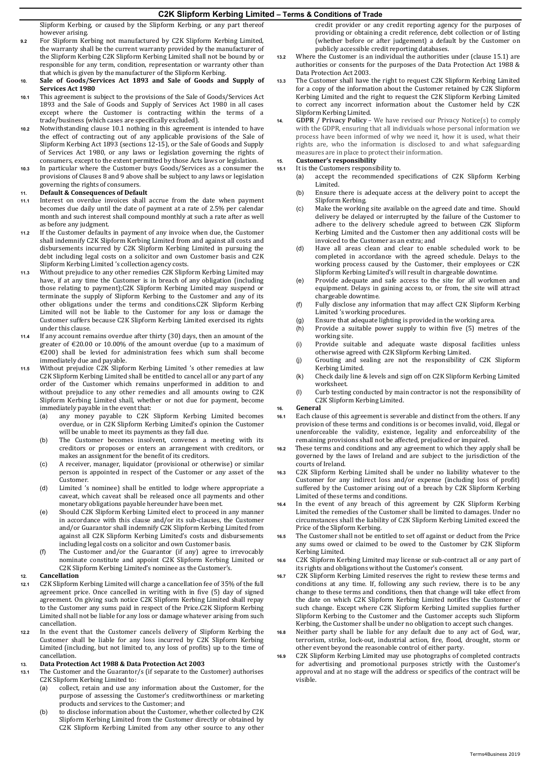Slipform Kerbing, or caused by the Slipform Kerbing, or any part thereof however arising.

**9.2** For Slipform Kerbing not manufactured by C2K Slipform Kerbing Limited, the warranty shall be the current warranty provided by the manufacturer of the Slipform Kerbing C2K Slipform Kerbing Limited shall not be bound by or responsible for any term, condition, representation or warranty other than that which is given by the manufacturer of the Slipform Kerbing.

**10. Sale of Goods/Services Act 1893 and Sale of Goods and Supply of Services Act 1980**

**10.1** This agreement is subject to the provisions of the Sale of Goods/Services Act 1893 and the Sale of Goods and Supply of Services Act 1980 in all cases except where the Customer is contracting within the terms of a trade/business (which cases are specifically excluded).

**10.2** Notwithstanding clause 10.1 nothing in this agreement is intended to have the effect of contracting out of any applicable provisions of the Sale of Slipform Kerbing Act 1893 (sections 12-15), or the Sale of Goods and Supply of Services Act 1980, or any laws or legislation governing the rights of consumers, except to the extent permitted by those Acts laws or legislation.

**10.3** In particular where the Customer buys Goods/Services as a consumer the provisions of Clauses 8 and 9 above shall be subject to any laws or legislation governing the rights of consumers.

**11. Default & Consequences of Default**

**11.1** Interest on overdue invoices shall accrue from the date when payment becomes due daily until the date of payment at a rate of 2.5% per calendar month and such interest shall compound monthly at such a rate after as well as before any judgment.

**11.2** If the Customer defaults in payment of any invoice when due, the Customer shall indemnify C2K Slipform Kerbing Limited from and against all costs and disbursements incurred by C2K Slipform Kerbing Limited in pursuing the debt including legal costs on a solicitor and own Customer basis and C2K Slipform Kerbing Limited 's collection agency costs.

**11.3** Without prejudice to any other remedies C2K Slipform Kerbing Limited may have, if at any time the Customer is in breach of any obligation (including those relating to payment);C2K Slipform Kerbing Limited may suspend or terminate the supply of Slipform Kerbing to the Customer and any of its other obligations under the terms and conditions.C2K Slipform Kerbing Limited will not be liable to the Customer for any loss or damage the Customer suffers because C2K Slipform Kerbing Limited exercised its rights under this clause.

**11.4** If any account remains overdue after thirty (30) days, then an amount of the greater of €20.00 or 10.00% of the amount overdue (up to a maximum of €200) shall be levied for administration fees which sum shall become immediately due and payable.

**11.5** Without prejudice C2K Slipform Kerbing Limited 's other remedies at law C2K Slipform Kerbing Limited shall be entitled to cancel all or any part of any order of the Customer which remains unperformed in addition to and without prejudice to any other remedies and all amounts owing to C2K Slipform Kerbing Limited shall, whether or not due for payment, become immediately payable in the event that:

- (a) any money payable to C2K Slipform Kerbing Limited becomes overdue, or in C2K Slipform Kerbing Limited's opinion the Customer will be unable to meet its payments as they fall due.
- (b) The Customer becomes insolvent, convenes a meeting with its creditors or proposes or enters an arrangement with creditors, or makes an assignment for the benefit of its creditors.
- (c) A receiver, manager, liquidator (provisional or otherwise) or similar person is appointed in respect of the Customer or any asset of the Customer.
- (d) Limited 's nominee) shall be entitled to lodge where appropriate a caveat, which caveat shall be released once all payments and other monetary obligations payable hereunder have been met.
- (e) Should C2K Slipform Kerbing Limited elect to proceed in any manner in accordance with this clause and/or its sub-clauses, the Customer and/or Guarantor shall indemnify C2K Slipform Kerbing Limited from against all C2K Slipform Kerbing Limited's costs and disbursements including legal costs on a solicitor and own Customer basis.
- (f) The Customer and/or the Guarantor (if any) agree to irrevocably nominate constitute and appoint C2K Slipform Kerbing Limited or C2K Slipform Kerbing Limited's nominee as the Customer's.

**12. Cancellation**

**12.1** C2K Slipform Kerbing Limited will charge a cancellation fee of 35% of the full agreement price. Once cancelled in writing with in five (5) day of signed agreement. On giving such notice C2K Slipform Kerbing Limited shall repay to the Customer any sums paid in respect of the Price.C2K Slipform Kerbing Limited shall not be liable for any loss or damage whatever arising from such cancellation.

**12.2** In the event that the Customer cancels delivery of Slipform Kerbing the Customer shall be liable for any loss incurred by C2K Slipform Kerbing Limited (including, but not limited to, any loss of profits) up to the time of cancellation.

**13. Data Protection Act 1988 & Data Protection Act 2003**

**13.1** The Customer and the Guarantor/s (if separate to the Customer) authorises C2K Slipform Kerbing Limited to:

- (a) collect, retain and use any information about the Customer, for the purpose of assessing the Customer's creditworthiness or marketing products and services to the Customer; and
- (b) to disclose information about the Customer, whether collected by C2K Slipform Kerbing Limited from the Customer directly or obtained by C2K Slipform Kerbing Limited from any other source to any other credit provider or any credit reporting agency for the purposes of providing or obtaining a credit reference, debt collection or of listing (whether before or after judgement) a default by the Customer on publicly accessible credit reporting databases.

**13.2** Where the Customer is an individual the authorities under (clause 15.1) are authorities or consents for the purposes of the Data Protection Act 1988 & Data Protection Act 2003.

**13.3** The Customer shall have the right to request C2K Slipform Kerbing Limited for a copy of the information about the Customer retained by C2K Slipform Kerbing Limited and the right to request the C2K Slipform Kerbing Limited to correct any incorrect information about the Customer held by C2K Slipform Kerbing Limited.

**14. GDPR / Privacy Policy** – We have revised our Privacy Notice(s) to comply with the GDPR, ensuring that all individuals whose personal information we process have been informed of why we need it, how it is used, what their rights are, who the information is disclosed to and what safeguarding measures are in place to protect their information.

**15. Customer's responsibility**

**15.1** It is the Customers responsibility to.

- (a) accept the recommended specifications of C2K Slipform Kerbing Limited.
- (b) Ensure there is adequate access at the delivery point to accept the Slipform Kerbing.
- (c) Make the working site available on the agreed date and time. Should delivery be delayed or interrupted by the failure of the Customer to adhere to the delivery schedule agreed to between C2K Slipform Kerbing Limited and the Customer then any additional costs will be invoiced to the Customer as an extra; and
- (d) Have all areas clean and clear to enable scheduled work to be completed in accordance with the agreed schedule. Delays to the working process caused by the Customer, their employees or C2K Slipform Kerbing Limited's will result in chargeable downtime.
- (e) Provide adequate and safe access to the site for all workmen and equipment. Delays in gaining access to, or from, the site will attract chargeable downtime.
- (f) Fully disclose any information that may affect C2K Slipform Kerbing Limited 's working procedures.
- (g) Ensure that adequate lighting is provided in the working area.
- (h) Provide a suitable power supply to within five (5) metres of the working site.
- (i) Provide suitable and adequate waste disposal facilities unless otherwise agreed with C2K Slipform Kerbing Limited.
- (j) Grouting and sealing are not the responsibility of C2K Slipform Kerbing Limited.
- (k) Check daily line & levels and sign off on C2K Slipform Kerbing Limited worksheet.
- (l) Curb testing conducted by main contractor is not the responsibility of C2K Slipform Kerbing Limited.

**16. General**

**16.1** Each clause of this agreement is severable and distinct from the others. If any provision of these terms and conditions is or becomes invalid, void, illegal or unenforceable the validity, existence, legality and enforceability of the remaining provisions shall not be affected, prejudiced or impaired.

**16.2** These terms and conditions and any agreement to which they apply shall be governed by the laws of Ireland and are subject to the jurisdiction of the courts of Ireland.

**16.3** C2K Slipform Kerbing Limited shall be under no liability whatever to the Customer for any indirect loss and/or expense (including loss of profit) suffered by the Customer arising out of a breach by C2K Slipform Kerbing Limited of these terms and conditions.

**16.4** In the event of any breach of this agreement by C2K Slipform Kerbing Limited the remedies of the Customer shall be limited to damages. Under no circumstances shall the liability of C2K Slipform Kerbing Limited exceed the Price of the Slipform Kerbing.

**16.5** The Customer shall not be entitled to set off against or deduct from the Price any sums owed or claimed to be owed to the Customer by C2K Slipform Kerbing Limited.

**16.6** C2K Slipform Kerbing Limited may license or sub-contract all or any part of its rights and obligations without the Customer's consent.

**16.7** C2K Slipform Kerbing Limited reserves the right to review these terms and conditions at any time. If, following any such review, there is to be any change to these terms and conditions, then that change will take effect from the date on which C2K Slipform Kerbing Limited notifies the Customer of such change. Except where C2K Slipform Kerbing Limited supplies further Slipform Kerbing to the Customer and the Customer accepts such Slipform Kerbing, the Customer shall be under no obligation to accept such changes.

**16.8** Neither party shall be liable for any default due to any act of God, war, terrorism, strike, lock-out, industrial action, fire, flood, drought, storm or other event beyond the reasonable control of either party.

**16.9** C2K Slipform Kerbing Limited may use photographs of completed contracts for advertising and promotional purposes strictly with the Customer's approval and at no stage will the address or specifics of the contract will be visible.